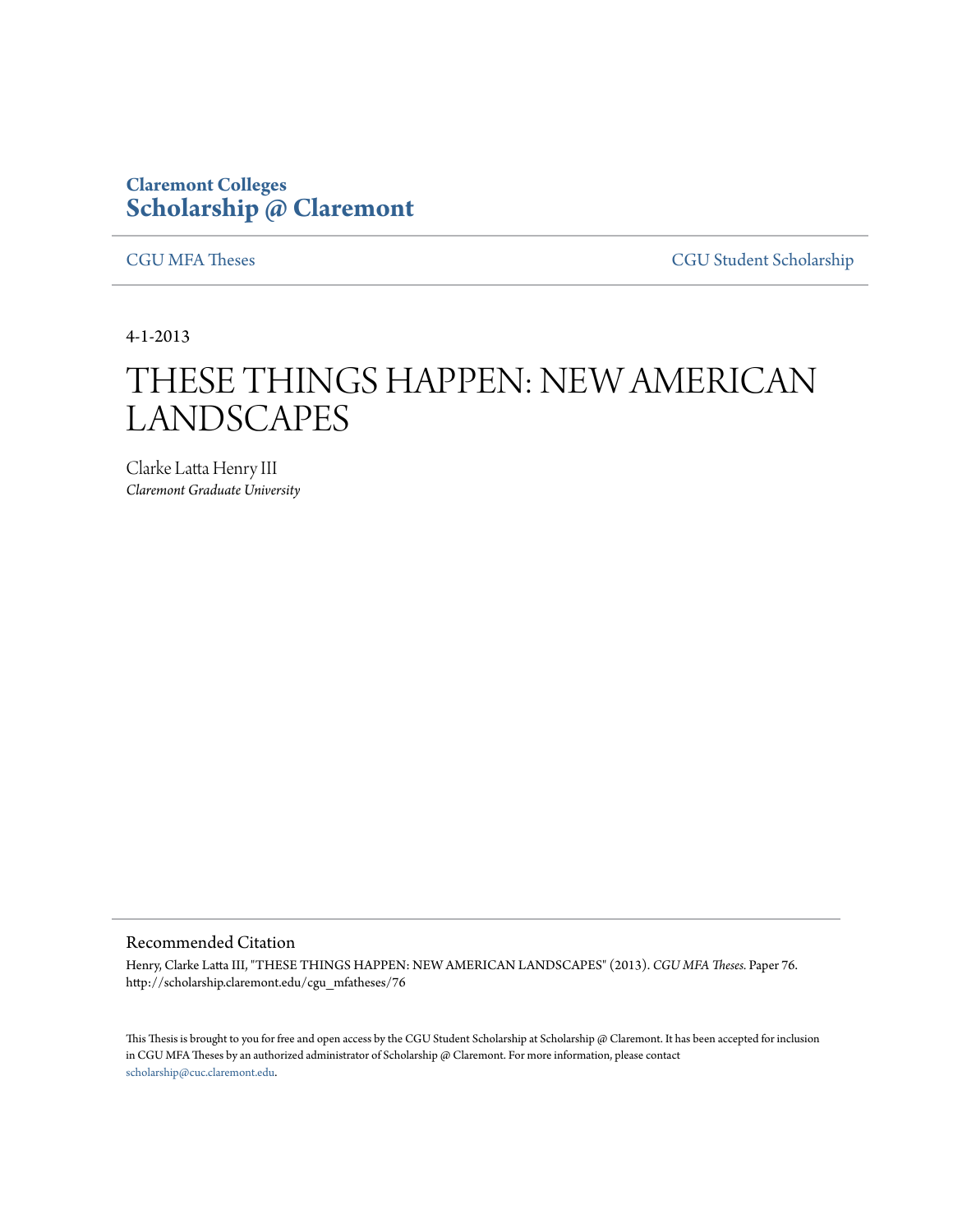Claremont Colleges
**Scholarship @ Claremont**

CGU MFA Theses | CGU Student Scholarship

4-1-2013

# THESE THINGS HAPPEN: NEW AMERICAN LANDSCAPES

Clarke Latta Henry III
*Claremont Graduate University*

## Recommended Citation

Henry, Clarke Latta III, "THESE THINGS HAPPEN: NEW AMERICAN LANDSCAPES" (2013). *CGU MFA Theses.* Paper 76.
http://scholarship.claremont.edu/cgu_mfatheses/76

This Thesis is brought to you for free and open access by the CGU Student Scholarship at Scholarship @ Claremont. It has been accepted for inclusion in CGU MFA Theses by an authorized administrator of Scholarship @ Claremont. For more information, please contact scholarship@cuc.claremont.edu.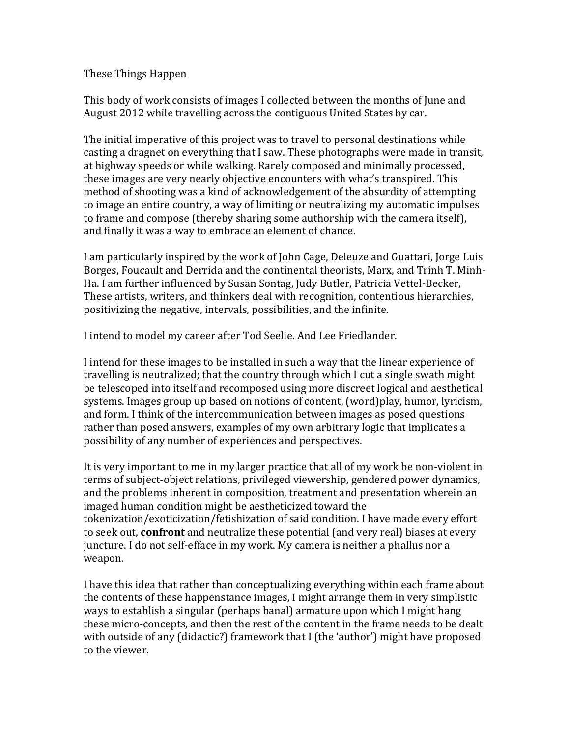These Things Happen

This body of work consists of images I collected between the months of June and August 2012 while travelling across the contiguous United States by car.

The initial imperative of this project was to travel to personal destinations while casting a dragnet on everything that I saw. These photographs were made in transit, at highway speeds or while walking. Rarely composed and minimally processed, these images are very nearly objective encounters with what's transpired. This method of shooting was a kind of acknowledgement of the absurdity of attempting to image an entire country, a way of limiting or neutralizing my automatic impulses to frame and compose (thereby sharing some authorship with the camera itself), and finally it was a way to embrace an element of chance.

I am particularly inspired by the work of John Cage, Deleuze and Guattari, Jorge Luis Borges, Foucault and Derrida and the continental theorists, Marx, and Trinh T. Minh-Ha. I am further influenced by Susan Sontag, Judy Butler, Patricia Vettel-Becker, These artists, writers, and thinkers deal with recognition, contentious hierarchies, positivizing the negative, intervals, possibilities, and the infinite.

I intend to model my career after Tod Seelie. And Lee Friedlander.

I intend for these images to be installed in such a way that the linear experience of travelling is neutralized; that the country through which I cut a single swath might be telescoped into itself and recomposed using more discreet logical and aesthetical systems. Images group up based on notions of content, (word)play, humor, lyricism, and form. I think of the intercommunication between images as posed questions rather than posed answers, examples of my own arbitrary logic that implicates a possibility of any number of experiences and perspectives.

It is very important to me in my larger practice that all of my work be non-violent in terms of subject-object relations, privileged viewership, gendered power dynamics, and the problems inherent in composition, treatment and presentation wherein an imaged human condition might be aestheticized toward the tokenization/exoticization/fetishization of said condition. I have made every effort to seek out, **confront** and neutralize these potential (and very real) biases at every juncture. I do not self-efface in my work. My camera is neither a phallus nor a weapon.

I have this idea that rather than conceptualizing everything within each frame about the contents of these happenstance images, I might arrange them in very simplistic ways to establish a singular (perhaps banal) armature upon which I might hang these micro-concepts, and then the rest of the content in the frame needs to be dealt with outside of any (didactic?) framework that I (the 'author') might have proposed to the viewer.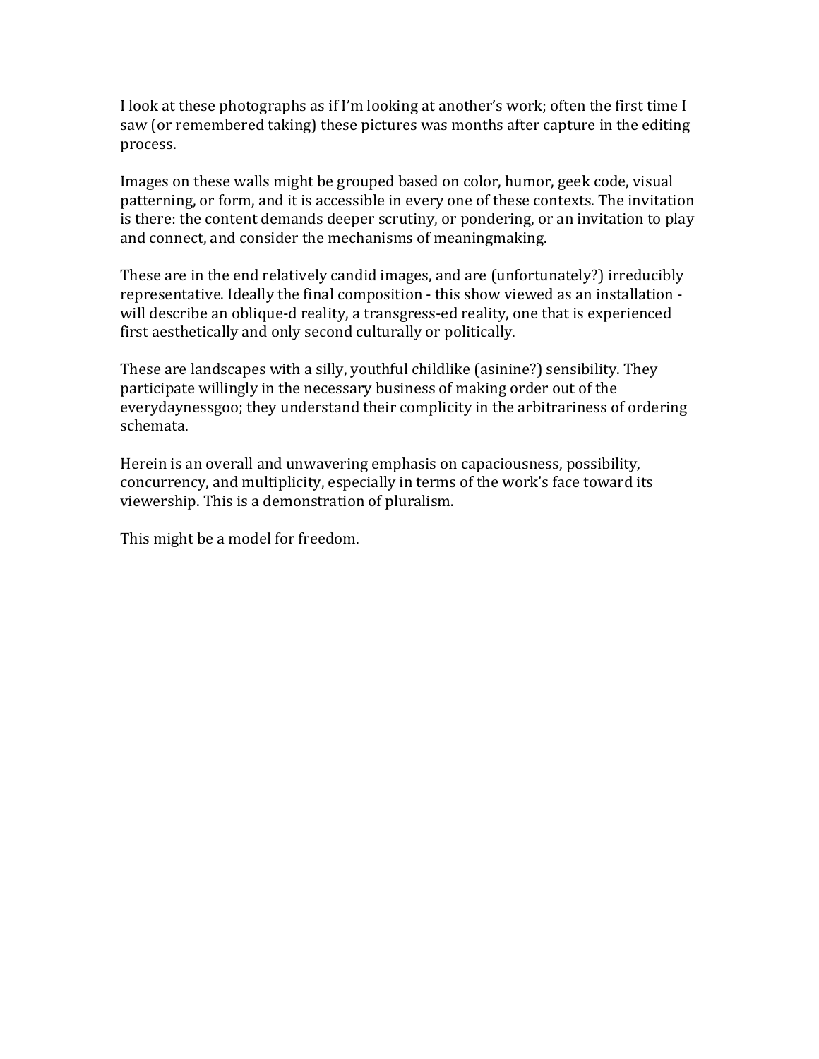I look at these photographs as if I'm looking at another's work; often the first time I saw (or remembered taking) these pictures was months after capture in the editing process.

Images on these walls might be grouped based on color, humor, geek code, visual patterning, or form, and it is accessible in every one of these contexts. The invitation is there: the content demands deeper scrutiny, or pondering, or an invitation to play and connect, and consider the mechanisms of meaningmaking.

These are in the end relatively candid images, and are (unfortunately?) irreducibly representative. Ideally the final composition - this show viewed as an installation - will describe an oblique-d reality, a transgress-ed reality, one that is experienced first aesthetically and only second culturally or politically.

These are landscapes with a silly, youthful childlike (asinine?) sensibility. They participate willingly in the necessary business of making order out of the everydaynessgoo; they understand their complicity in the arbitrariness of ordering schemata.

Herein is an overall and unwavering emphasis on capaciousness, possibility, concurrency, and multiplicity, especially in terms of the work's face toward its viewership. This is a demonstration of pluralism.

This might be a model for freedom.